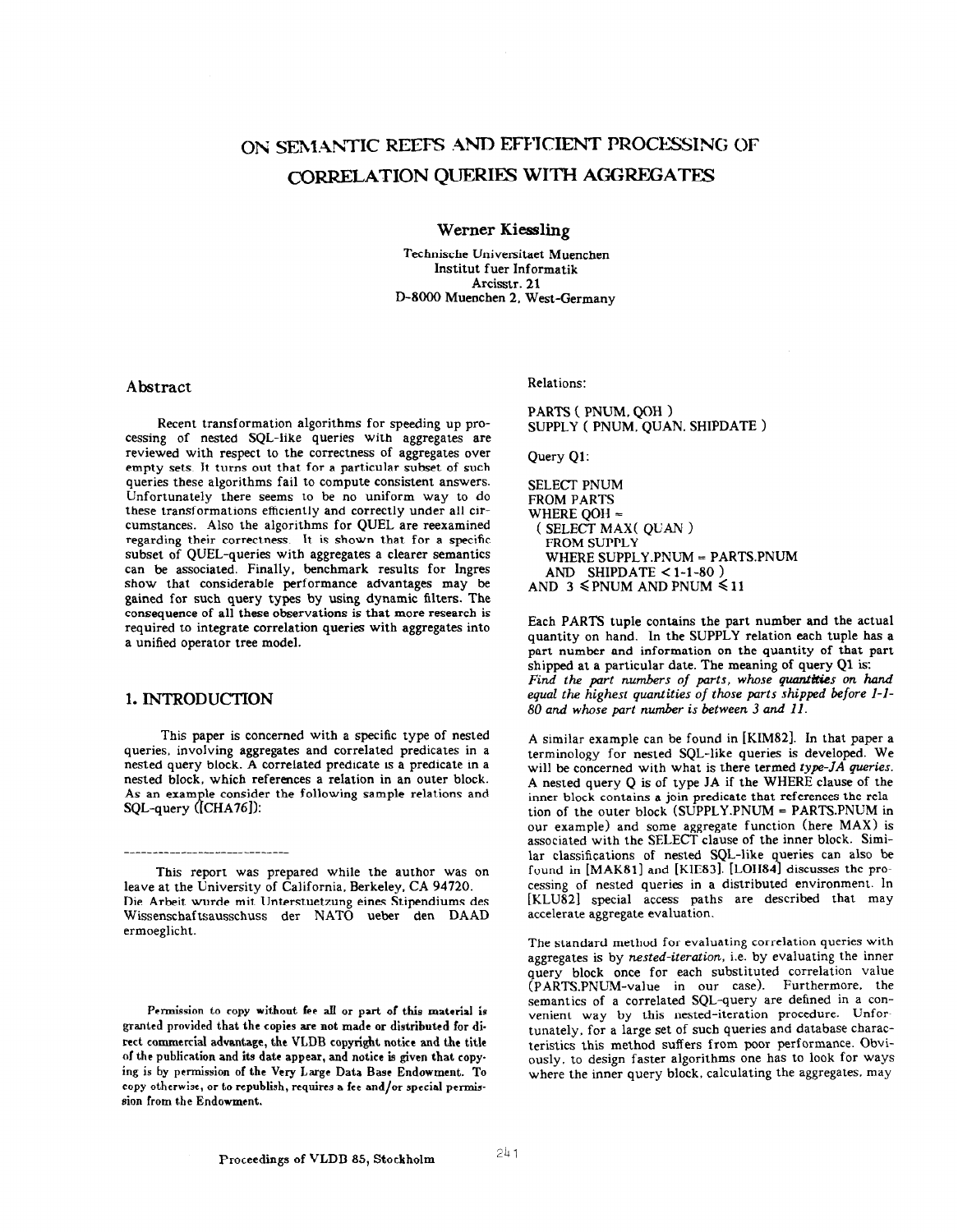# ON SEMANTIC REEFS AND EFFICIENT PROCESSING OF CORRELATION QUERIES WITH AGGREGATES

**Werner Kiessling**

Technische Universitaet Muenchen
Institut fuer Informatik
Arcisstr. 21
D-8000 Muenchen 2, West-Germany

## Abstract

Recent transformation algorithms for speeding up processing of nested SQL-like queries with aggregates are reviewed with respect to the correctness of aggregates over empty sets. It turns out that for a particular subset of such queries these algorithms fail to compute consistent answers. Unfortunately there seems to be no uniform way to do these transformations efficiently and correctly under all circumstances. Also the algorithms for QUEL are reexamined regarding their correctness. It is shown that for a specific subset of QUEL-queries with aggregates a clearer semantics can be associated. Finally, benchmark results for Ingres show that considerable performance advantages may be gained for such query types by using dynamic filters. The consequence of all these observations is that more research is required to integrate correlation queries with aggregates into a unified operator tree model.

## 1. INTRODUCTION

This paper is concerned with a specific type of nested queries, involving aggregates and correlated predicates in a nested query block. A correlated predicate is a predicate in a nested block, which references a relation in an outer block. As an example consider the following sample relations and SQL-query ([CHA76]):

---

This report was prepared while the author was on leave at the University of California, Berkeley, CA 94720.
Die Arbeit wurde mit Unterstuetzung eines Stipendiums des Wissenschaftsausschuss der NATO ueber den DAAD ermoeglicht.

Permission to copy without fee all or part of this material is granted provided that the copies are not made or distributed for direct commercial advantage, the VLDB copyright notice and the title of the publication and its date appear, and notice is given that copying is by permission of the Very Large Data Base Endowment. To copy otherwise, or to republish, requires a fee and/or special permission from the Endowment.

Relations:

```
PARTS ( PNUM, QOH )
SUPPLY ( PNUM, QUAN, SHIPDATE )
```

Query Q1:

```
SELECT PNUM
FROM PARTS
WHERE QOH =
  ( SELECT MAX( QUAN )
    FROM SUPPLY
    WHERE SUPPLY.PNUM = PARTS.PNUM
    AND   SHIPDATE < 1-1-80 )
AND 3 ≤ PNUM AND PNUM ≤ 11
```

Each PARTS tuple contains the part number and the actual quantity on hand. In the SUPPLY relation each tuple has a part number and information on the quantity of that part shipped at a particular date. The meaning of query Q1 is: *Find the part numbers of parts, whose quantities on hand equal the highest quantities of those parts shipped before 1-1-80 and whose part number is between 3 and 11.*

A similar example can be found in [KIM82]. In that paper a terminology for nested SQL-like queries is developed. We will be concerned with what is there termed *type-JA queries*. A nested query Q is of type JA if the WHERE clause of the inner block contains a join predicate that references the relation of the outer block (SUPPLY.PNUM = PARTS.PNUM in our example) and some aggregate function (here MAX) is associated with the SELECT clause of the inner block. Similar classifications of nested SQL-like queries can also be found in [MAK81] and [KIE83]. [LOH84] discusses the processing of nested queries in a distributed environment. In [KLU82] special access paths are described that may accelerate aggregate evaluation.

The standard method for evaluating correlation queries with aggregates is by *nested-iteration*, i.e. by evaluating the inner query block once for each substituted correlation value (PARTS.PNUM-value in our case). Furthermore, the semantics of a correlated SQL-query are defined in a convenient way by this nested-iteration procedure. Unfortunately, for a large set of such queries and database characteristics this method suffers from poor performance. Obviously, to design faster algorithms one has to look for ways where the inner query block, calculating the aggregates, may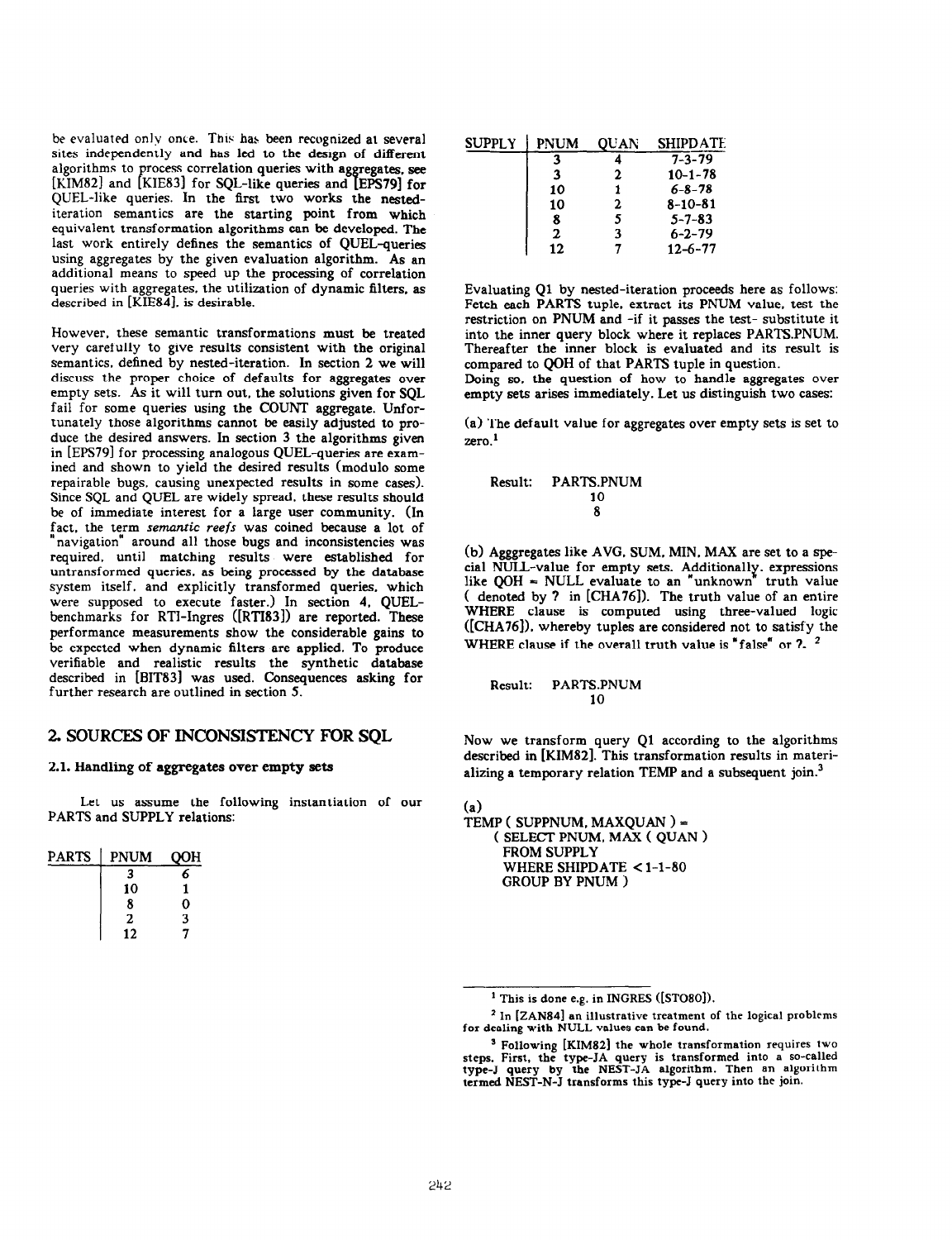be evaluated only once. This has been recognized at several sites independently and has led to the design of different algorithms to process correlation queries with aggregates, see [KIM82] and [KIE83] for SQL-like queries and [EPS79] for QUEL-like queries. In the first two works the nested-iteration semantics are the starting point from which equivalent transformation algorithms can be developed. The last work entirely defines the semantics of QUEL-queries using aggregates by the given evaluation algorithm. As an additional means to speed up the processing of correlation queries with aggregates, the utilization of dynamic filters, as described in [KIE84], is desirable.

However, these semantic transformations must be treated very carefully to give results consistent with the original semantics, defined by nested-iteration. In section 2 we will discuss the proper choice of defaults for aggregates over empty sets. As it will turn out, the solutions given for SQL fail for some queries using the COUNT aggregate. Unfortunately those algorithms cannot be easily adjusted to produce the desired answers. In section 3 the algorithms given in [EPS79] for processing analogous QUEL-queries are examined and shown to yield the desired results (modulo some repairable bugs, causing unexpected results in some cases). Since SQL and QUEL are widely spread, these results should be of immediate interest for a large user community. (In fact, the term *semantic reefs* was coined because a lot of "navigation" around all those bugs and inconsistencies was required, until matching results were established for untransformed queries, as being processed by the database system itself, and explicitly transformed queries, which were supposed to execute faster.) In section 4, QUEL-benchmarks for RTI-Ingres ([RTI83]) are reported. These performance measurements show the considerable gains to be expected when dynamic filters are applied. To produce verifiable and realistic results the synthetic database described in [BIT83] was used. Consequences asking for further research are outlined in section 5.

## 2. SOURCES OF INCONSISTENCY FOR SQL

### 2.1. Handling of aggregates over empty sets

Let us assume the following instantiation of our PARTS and SUPPLY relations:

| PARTS | PNUM | QOH |
|---|---|---|
| | 3 | 6 |
| | 10 | 1 |
| | 8 | 0 |
| | 2 | 3 |
| | 12 | 7 |

| SUPPLY | PNUM | QUAN | SHIPDATE |
|---|---|---|---|
| | 3 | 4 | 7-3-79 |
| | 3 | 2 | 10-1-78 |
| | 10 | 1 | 6-8-78 |
| | 10 | 2 | 8-10-81 |
| | 8 | 5 | 5-7-83 |
| | 2 | 3 | 6-2-79 |
| | 12 | 7 | 12-6-77 |

Evaluating Q1 by nested-iteration proceeds here as follows: Fetch each PARTS tuple, extract its PNUM value, test the restriction on PNUM and -if it passes the test- substitute it into the inner query block where it replaces PARTS.PNUM. Thereafter the inner block is evaluated and its result is compared to QOH of that PARTS tuple in question.
Doing so, the question of how to handle aggregates over empty sets arises immediately. Let us distinguish two cases:

(a) The default value for aggregates over empty sets is set to zero.[1]

```
Result:   PARTS.PNUM
              10
              8
```

(b) Agggregates like AVG, SUM, MIN, MAX are set to a special NULL-value for empty sets. Additionally, expressions like QOH = NULL evaluate to an "unknown" truth value ( denoted by ? in [CHA76]). The truth value of an entire WHERE clause is computed using three-valued logic ([CHA76]), whereby tuples are considered not to satisfy the WHERE clause if the overall truth value is "false" or ?. [2]

```
Result:   PARTS.PNUM
              10
```

Now we transform query Q1 according to the algorithms described in [KIM82]. This transformation results in materializing a temporary relation TEMP and a subsequent join.[3]

(a)
```
TEMP ( SUPPNUM, MAXQUAN ) =
    ( SELECT PNUM, MAX ( QUAN )
      FROM SUPPLY
      WHERE SHIPDATE < 1-1-80
      GROUP BY PNUM )
```

---

[1] This is done e.g. in INGRES ([STO80]).

[2] In [ZAN84] an illustrative treatment of the logical problems for dealing with NULL values can be found.

[3] Following [KIM82] the whole transformation requires two steps. First, the type-JA query is transformed into a so-called type-J query by the NEST-JA algorithm. Then an algorithm termed NEST-N-J transforms this type-J query into the join.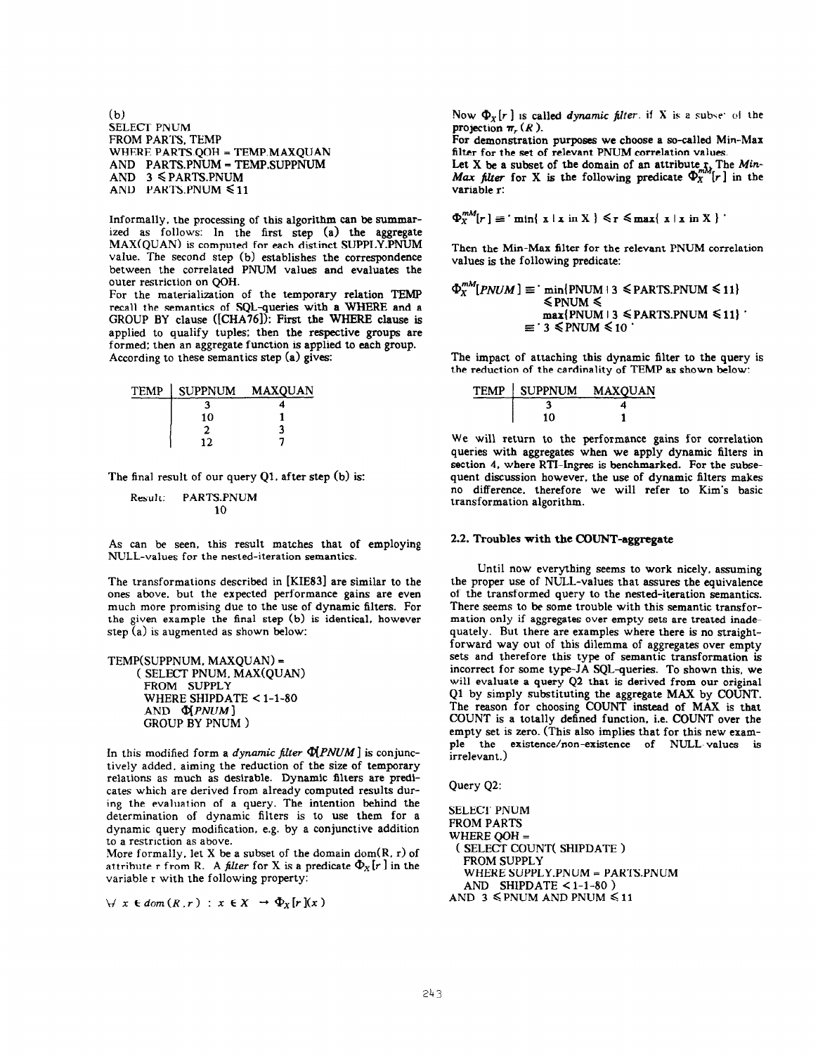(b)

```
SELECT PNUM
FROM PARTS, TEMP
WHERE PARTS.QOH = TEMP.MAXQUAN
AND  PARTS.PNUM = TEMP.SUPPNUM
AND  3 ≤ PARTS.PNUM
AND  PARTS.PNUM ≤ 11
```

Informally, the processing of this algorithm can be summarized as follows: In the first step (a) the aggregate MAX(QUAN) is computed for each distinct SUPPLY.PNUM value. The second step (b) establishes the correspondence between the correlated PNUM values and evaluates the outer restriction on QOH.

For the materialization of the temporary relation TEMP recall the semantics of SQL-queries with a WHERE and a GROUP BY clause ([CHA76]): First the WHERE clause is applied to qualify tuples; then the respective groups are formed; then an aggregate function is applied to each group. According to these semantics step (a) gives:

| TEMP | SUPPNUM | MAXQUAN |
|---|---|---|
| | 3 | 4 |
| | 10 | 1 |
| | 2 | 3 |
| | 12 | 7 |

The final result of our query Q1, after step (b) is:

| Result: | PARTS.PNUM |
|---|---|
| | 10 |

As can be seen, this result matches that of employing NULL-values for the nested-iteration semantics.

The transformations described in [KIE83] are similar to the ones above, but the expected performance gains are even much more promising due to the use of dynamic filters. For the given example the final step (b) is identical, however step (a) is augmented as shown below:

```
TEMP(SUPPNUM, MAXQUAN) =
    ( SELECT PNUM, MAX(QUAN)
      FROM  SUPPLY
      WHERE SHIPDATE < 1-1-80
      AND  Φ[PNUM]
      GROUP BY PNUM )
```

In this modified form a *dynamic filter* $\Phi[PNUM]$ is conjunctively added, aiming the reduction of the size of temporary relations as much as desirable. Dynamic filters are predicates which are derived from already computed results during the evaluation of a query. The intention behind the determination of dynamic filters is to use them for a dynamic query modification, e.g. by a conjunctive addition to a restriction as above.

More formally, let X be a subset of the domain dom(R, r) of attribute r from R. A *filter* for X is a predicate $\Phi_X[r]$ in the variable r with the following property:

$$\forall\ x \in dom(R,r)\ :\ x \in X\ \rightarrow\ \Phi_X[r](x)$$

Now $\Phi_X[r]$ is called *dynamic filter*, if X is a subset of the projection $\pi_r(R)$.

For demonstration purposes we choose a so-called Min-Max filter for the set of relevant PNUM correlation values.

Let X be a subset of the domain of an attribute r. The *Min-Max filter* for X is the following predicate $\Phi_X^{mM}[r]$ in the variable r:

$$\Phi_X^{mM}[r] \equiv \text{'}\min\{\ x \mid x \text{ in } X\ \} \leq r \leq \max\{\ x \mid x \text{ in } X\ \}\text{'}$$

Then the Min-Max filter for the relevant PNUM correlation values is the following predicate:

$$\begin{aligned}\Phi_X^{mM}[PNUM] &\equiv \text{'}\min\{PNUM \mid 3 \leq PARTS.PNUM \leq 11\} \\ &\quad \leq PNUM \leq \\ &\quad \max\{PNUM \mid 3 \leq PARTS.PNUM \leq 11\}\text{'} \\ &\equiv \text{'}\ 3 \leq PNUM \leq 10\ \text{'}\end{aligned}$$

The impact of attaching this dynamic filter to the query is the reduction of the cardinality of TEMP as shown below:

| TEMP | SUPPNUM | MAXQUAN |
|---|---|---|
| | 3 | 4 |
| | 10 | 1 |

We will return to the performance gains for correlation queries with aggregates when we apply dynamic filters in section 4, where RTI-Ingres is benchmarked. For the subsequent discussion however, the use of dynamic filters makes no difference, therefore we will refer to Kim's basic transformation algorithm.

## 2.2. Troubles with the COUNT-aggregate

Until now everything seems to work nicely, assuming the proper use of NULL-values that assures the equivalence of the transformed query to the nested-iteration semantics. There seems to be some trouble with this semantic transformation only if aggregates over empty sets are treated inadequately. But there are examples where there is no straightforward way out of this dilemma of aggregates over empty sets and therefore this type of semantic transformation is incorrect for some type-JA SQL-queries. To shown this, we will evaluate a query Q2 that is derived from our original Q1 by simply substituting the aggregate MAX by COUNT. The reason for choosing COUNT instead of MAX is that COUNT is a totally defined function, i.e. COUNT over the empty set is zero. (This also implies that for this new example the existence/non-existence of NULL-values is irrelevant.)

Query Q2:

```
SELECT PNUM
FROM PARTS
WHERE QOH =
  ( SELECT COUNT( SHIPDATE )
    FROM SUPPLY
    WHERE SUPPLY.PNUM = PARTS.PNUM
    AND  SHIPDATE < 1-1-80 )
AND  3 ≤ PNUM AND PNUM ≤ 11
```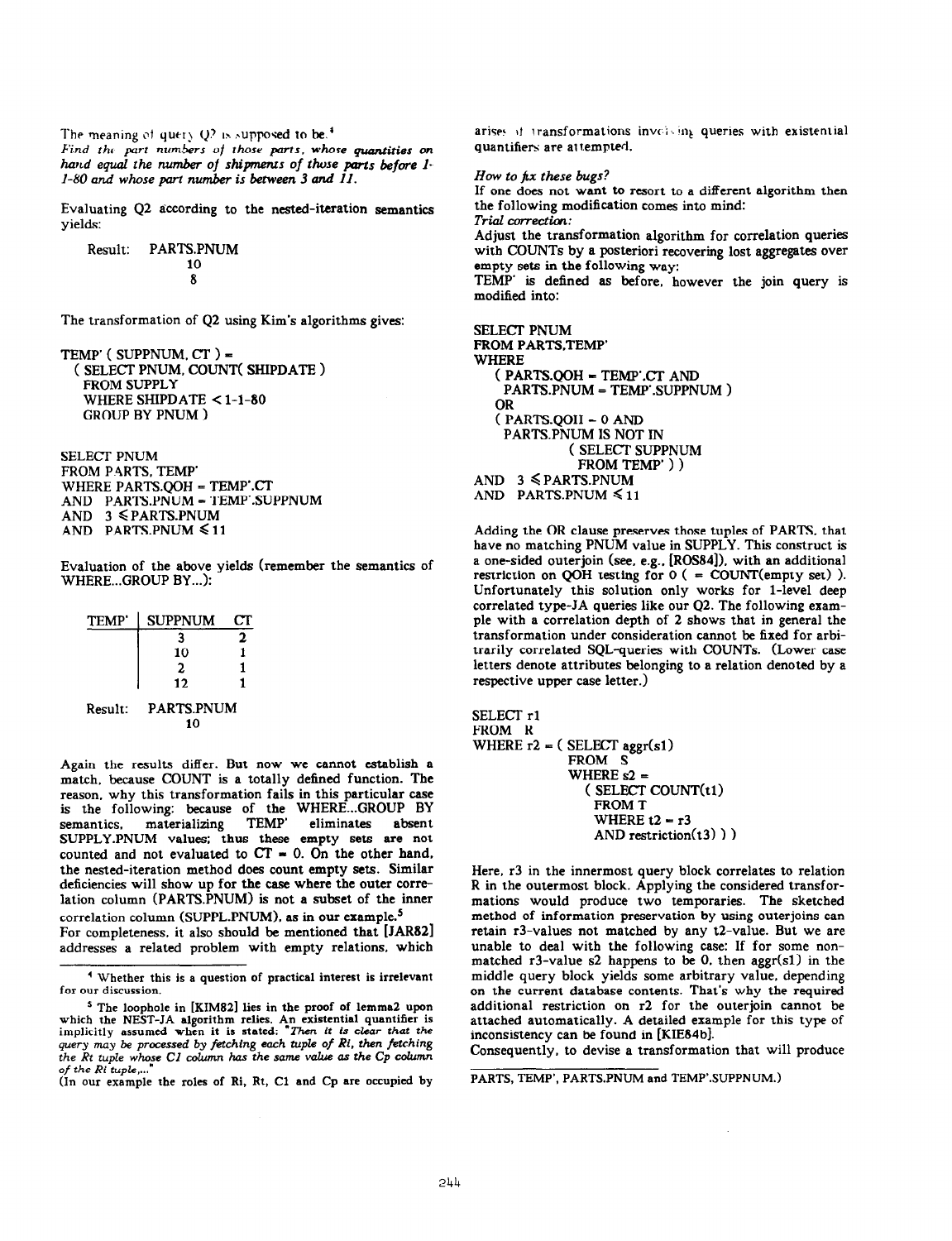The meaning of query Q2 is supposed to be.[4]
*Find the part numbers of those parts, whose quantities on hand equal the number of shipments of those parts before 1-1-80 and whose part number is between 3 and 11.*

Evaluating Q2 according to the nested-iteration semantics yields:

```
Result:   PARTS.PNUM
              10
               8
```

The transformation of Q2 using Kim's algorithms gives:

```
TEMP' ( SUPPNUM, CT ) =
  ( SELECT PNUM, COUNT( SHIPDATE )
    FROM SUPPLY
    WHERE SHIPDATE < 1-1-80
    GROUP BY PNUM )

SELECT PNUM
FROM PARTS, TEMP'
WHERE PARTS.QOH = TEMP'.CT
AND   PARTS.PNUM = TEMP'.SUPPNUM
AND   3 ≤ PARTS.PNUM
AND   PARTS.PNUM ≤ 11
```

Evaluation of the above yields (remember the semantics of WHERE...GROUP BY...):

| TEMP' | SUPPNUM | CT |
|---|---|---|
| | 3 | 2 |
| | 10 | 1 |
| | 2 | 1 |
| | 12 | 1 |

```
Result:   PARTS.PNUM
              10
```

Again the results differ. But now we cannot establish a match, because COUNT is a totally defined function. The reason, why this transformation fails in this particular case is the following: because of the WHERE...GROUP BY semantics, materializing TEMP' eliminates absent SUPPLY.PNUM values; thus these empty sets are not counted and not evaluated to CT = 0. On the other hand, the nested-iteration method does count empty sets. Similar deficiencies will show up for the case where the outer correlation column (PARTS.PNUM) is not a subset of the inner correlation column (SUPPL.PNUM), as in our example.[5]
For completeness, it also should be mentioned that [JAR82] addresses a related problem with empty relations, which arises if transformations involving queries with existential quantifiers are attempted.

*How to fix these bugs?*
If one does not want to resort to a different algorithm then the following modification comes into mind:
*Trial correction:*
Adjust the transformation algorithm for correlation queries with COUNTs by a posteriori recovering lost aggregates over empty sets in the following way:
TEMP' is defined as before, however the join query is modified into:

```
SELECT PNUM
FROM PARTS,TEMP'
WHERE
   ( PARTS.QOH = TEMP'.CT AND
     PARTS.PNUM = TEMP'.SUPPNUM )
   OR
   ( PARTS.QOH = 0 AND
     PARTS.PNUM IS NOT IN
            ( SELECT SUPPNUM
              FROM TEMP' ) )
AND  3 ≤ PARTS.PNUM
AND  PARTS.PNUM ≤ 11
```

Adding the OR clause preserves those tuples of PARTS, that have no matching PNUM value in SUPPLY. This construct is a one-sided outerjoin (see, e.g., [ROS84]), with an additional restriction on QOH testing for 0 ( = COUNT(empty set) ). Unfortunately this solution only works for 1-level deep correlated type-JA queries like our Q2. The following example with a correlation depth of 2 shows that in general the transformation under consideration cannot be fixed for arbitrarily correlated SQL-queries with COUNTs. (Lower case letters denote attributes belonging to a relation denoted by a respective upper case letter.)

```
SELECT r1
FROM  R
WHERE r2 = ( SELECT aggr(s1)
             FROM  S
             WHERE s2 =
                ( SELECT COUNT(t1)
                  FROM T
                  WHERE t2 = r3
                  AND restriction(t3) ) )
```

Here, r3 in the innermost query block correlates to relation R in the outermost block. Applying the considered transformations would produce two temporaries. The sketched method of information preservation by using outerjoins can retain r3-values not matched by any t2-value. But we are unable to deal with the following case: If for some non-matched r3-value s2 happens to be 0, then aggr(s1) in the middle query block yields some arbitrary value, depending on the current database contents. That's why the required additional restriction on r2 for the outerjoin cannot be attached automatically. A detailed example for this type of inconsistency can be found in [KIE84b].
Consequently, to devise a transformation that will produce

---

[4] Whether this is a question of practical interest is irrelevant for our discussion.

[5] The loophole in [KIM82] lies in the proof of lemma2 upon which the NEST-JA algorithm relies. An existential quantifier is implicitly assumed when it is stated: "*Then it is clear that the query may be processed by fetching each tuple of Ri, then fetching the Rt tuple whose C1 column has the same value as the Cp column of the Ri tuple,...*"
(In our example the roles of Ri, Rt, C1 and Cp are occupied by PARTS, TEMP', PARTS.PNUM and TEMP'.SUPPNUM.)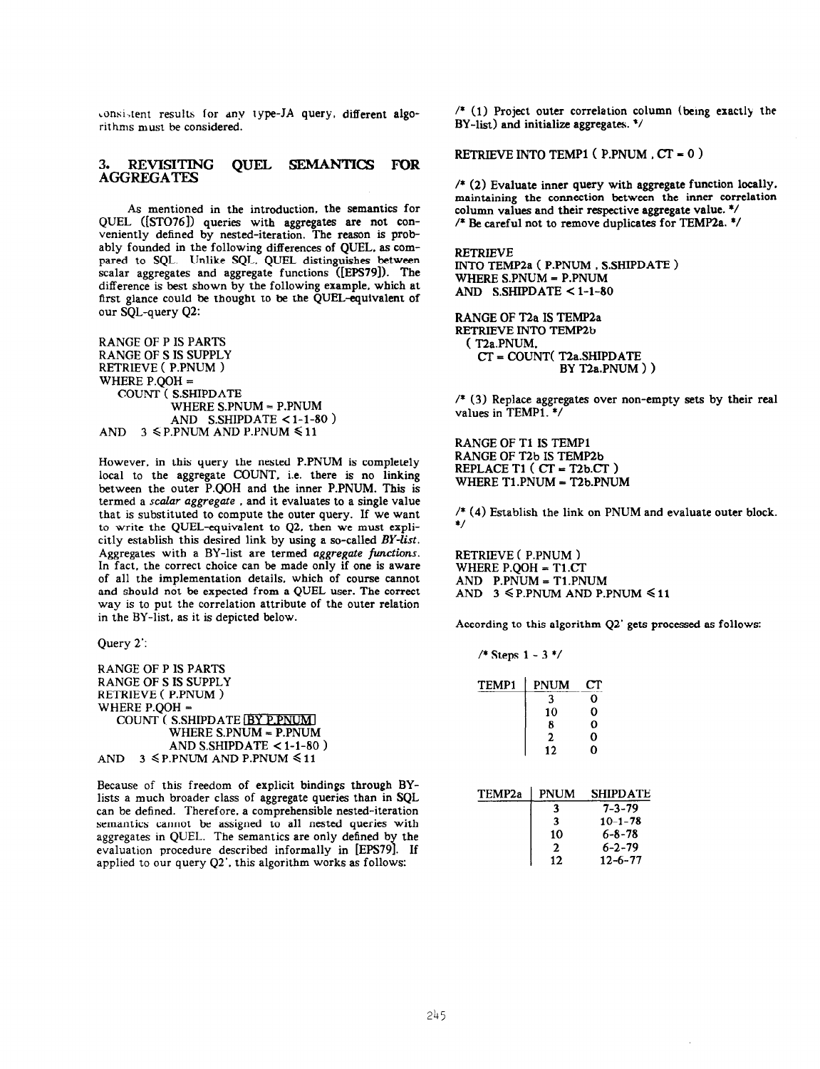consistent results for any type-JA query, different algorithms must be considered.

## 3. REVISITING QUEL SEMANTICS FOR AGGREGATES

As mentioned in the introduction, the semantics for QUEL ([STO76]) queries with aggregates are not conveniently defined by nested-iteration. The reason is probably founded in the following differences of QUEL, as compared to SQL. Unlike SQL, QUEL distinguishes between scalar aggregates and aggregate functions ([EPS79]). The difference is best shown by the following example, which at first glance could be thought to be the QUEL-equivalent of our SQL-query Q2:

```
RANGE OF P IS PARTS
RANGE OF S IS SUPPLY
RETRIEVE ( P.PNUM )
WHERE P.QOH =
    COUNT ( S.SHIPDATE
            WHERE S.PNUM = P.PNUM
            AND  S.SHIPDATE < 1-1-80 )
AND   3 ≤ P.PNUM AND P.PNUM ≤ 11
```

However, in this query the nested P.PNUM is completely local to the aggregate COUNT, i.e. there is no linking between the outer P.QOH and the inner P.PNUM. This is termed a *scalar aggregate*, and it evaluates to a single value that is substituted to compute the outer query. If we want to write the QUEL-equivalent to Q2, then we must explicitly establish this desired link by using a so-called *BY-list*. Aggregates with a BY-list are termed *aggregate functions*. In fact, the correct choice can be made only if one is aware of all the implementation details, which of course cannot and should not be expected from a QUEL user. The correct way is to put the correlation attribute of the outer relation in the BY-list, as it is depicted below.

Query 2':

```
RANGE OF P IS PARTS
RANGE OF S IS SUPPLY
RETRIEVE ( P.PNUM )
WHERE P.QOH =
    COUNT ( S.SHIPDATE BY P.PNUM
            WHERE S.PNUM = P.PNUM
            AND S.SHIPDATE < 1-1-80 )
AND   3 ≤ P.PNUM AND P.PNUM ≤ 11
```

Because of this freedom of explicit bindings through BY-lists a much broader class of aggregate queries than in SQL can be defined. Therefore, a comprehensible nested-iteration semantics cannot be assigned to all nested queries with aggregates in QUEL. The semantics are only defined by the evaluation procedure described informally in [EPS79]. If applied to our query Q2', this algorithm works as follows:

```
/* (1) Project outer correlation column (being exactly the
BY-list) and initialize aggregates. */

RETRIEVE INTO TEMP1 ( P.PNUM , CT = 0 )

/* (2) Evaluate inner query with aggregate function locally,
maintaining the connection between the inner correlation
column values and their respective aggregate value. */
/* Be careful not to remove duplicates for TEMP2a. */

RETRIEVE
INTO TEMP2a ( P.PNUM , S.SHIPDATE )
WHERE S.PNUM = P.PNUM
AND   S.SHIPDATE < 1-1-80

RANGE OF T2a IS TEMP2a
RETRIEVE INTO TEMP2b
  ( T2a.PNUM,
    CT = COUNT( T2a.SHIPDATE
                BY T2a.PNUM ) )

/* (3) Replace aggregates over non-empty sets by their real
values in TEMP1. */

RANGE OF T1 IS TEMP1
RANGE OF T2b IS TEMP2b
REPLACE T1 ( CT = T2b.CT )
WHERE T1.PNUM = T2b.PNUM

/* (4) Establish the link on PNUM and evaluate outer block.
*/

RETRIEVE ( P.PNUM )
WHERE P.QOH = T1.CT
AND   P.PNUM = T1.PNUM
AND   3 ≤ P.PNUM AND P.PNUM ≤ 11
```

According to this algorithm Q2' gets processed as follows:

/* Steps 1 - 3 */

| TEMP1 | PNUM | CT |
|---|---|---|
| | 3 | 0 |
| | 10 | 0 |
| | 8 | 0 |
| | 2 | 0 |
| | 12 | 0 |

| TEMP2a | PNUM | SHIPDATE |
|---|---|---|
| | 3 | 7-3-79 |
| | 3 | 10-1-78 |
| | 10 | 6-8-78 |
| | 2 | 6-2-79 |
| | 12 | 12-6-77 |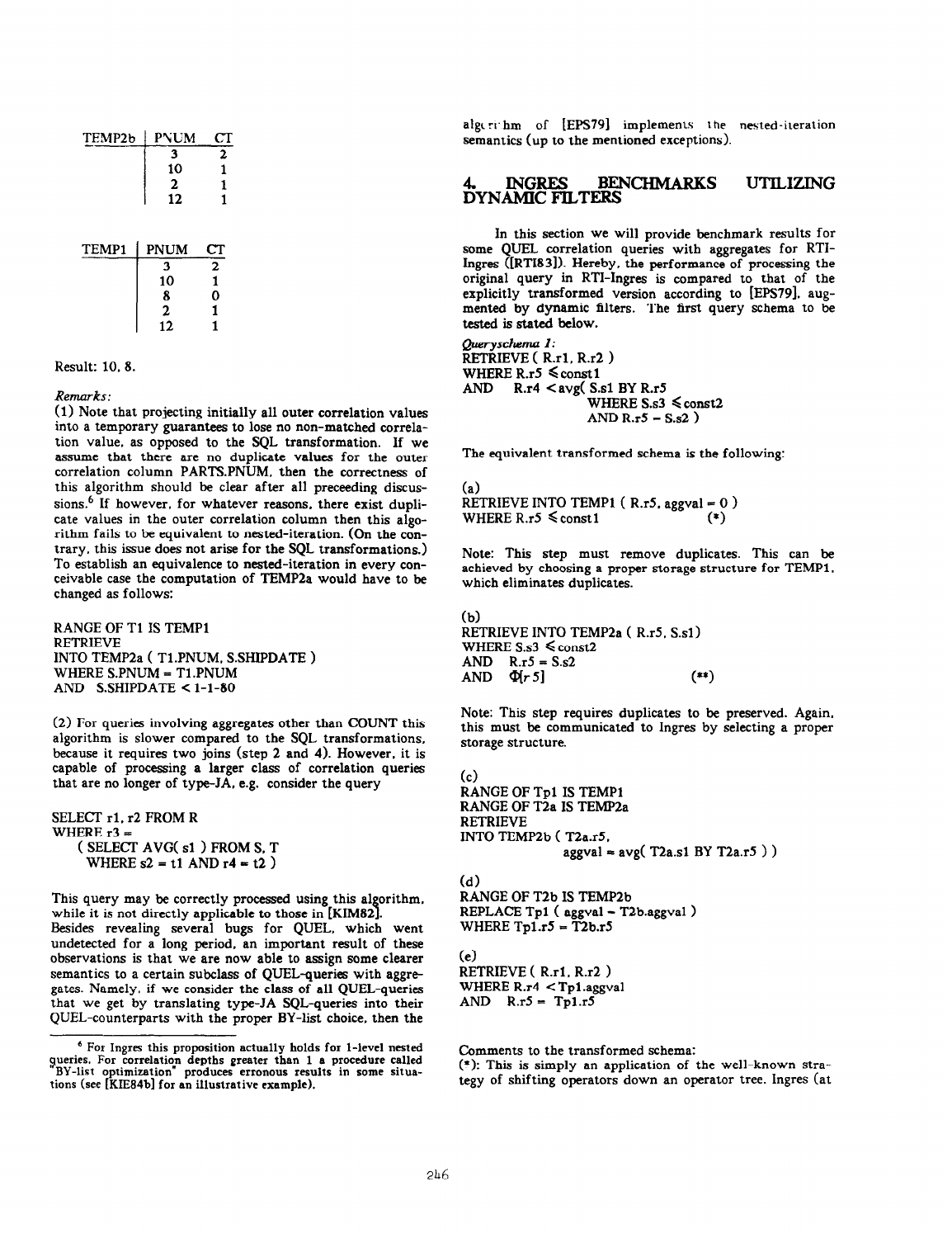| TEMP2b | PNUM | CT |
|---|---|---|
| | 3 | 2 |
| | 10 | 1 |
| | 2 | 1 |
| | 12 | 1 |

| TEMP1 | PNUM | CT |
|---|---|---|
| | 3 | 2 |
| | 10 | 1 |
| | 8 | 0 |
| | 2 | 1 |
| | 12 | 1 |

Result: 10, 8.

*Remarks:*

(1) Note that projecting initially all outer correlation values into a temporary guarantees to lose no non-matched correlation value, as opposed to the SQL transformation. If we assume that there are no duplicate values for the outer correlation column PARTS.PNUM, then the correctness of this algorithm should be clear after all preceeding discussions.[6] If however, for whatever reasons, there exist duplicate values in the outer correlation column then this algorithm fails to be equivalent to nested-iteration. (On the contrary, this issue does not arise for the SQL transformations.) To establish an equivalence to nested-iteration in every conceivable case the computation of TEMP2a would have to be changed as follows:

```
RANGE OF T1 IS TEMP1
RETRIEVE
INTO TEMP2a ( T1.PNUM, S.SHIPDATE )
WHERE S.PNUM = T1.PNUM
AND  S.SHIPDATE < 1-1-80
```

(2) For queries involving aggregates other than COUNT this algorithm is slower compared to the SQL transformations, because it requires two joins (step 2 and 4). However, it is capable of processing a larger class of correlation queries that are no longer of type-JA, e.g. consider the query

```
SELECT r1, r2 FROM R
WHERE r3 =
    ( SELECT AVG( s1 ) FROM S, T
      WHERE s2 = t1 AND r4 = t2 )
```

This query may be correctly processed using this algorithm, while it is not directly applicable to those in [KIM82].

Besides revealing several bugs for QUEL, which went undetected for a long period, an important result of these observations is that we are now able to assign some clearer semantics to a certain subclass of QUEL-queries with aggregates. Namely, if we consider the class of all QUEL-queries that we get by translating type-JA SQL-queries into their QUEL-counterparts with the proper BY-list choice, then the algorithm of [EPS79] implements the nested-iteration semantics (up to the mentioned exceptions).

[6] For Ingres this proposition actually holds for 1-level nested queries. For correlation depths greater than 1 a procedure called "BY-list optimization" produces erronous results in some situations (see [KIE84b] for an illustrative example).

## 4. INGRES BENCHMARKS UTILIZING DYNAMIC FILTERS

In this section we will provide benchmark results for some QUEL correlation queries with aggregates for RTI-Ingres ([RTI83]). Hereby, the performance of processing the original query in RTI-Ingres is compared to that of the explicitly transformed version according to [EPS79], augmented by dynamic filters. The first query schema to be tested is stated below.

*Queryschema 1:*

```
RETRIEVE ( R.r1, R.r2 )
WHERE R.r5 ≤ const1
AND   R.r4 < avg( S.s1 BY R.r5
                  WHERE S.s3 ≤ const2
                  AND R.r5 = S.s2 )
```

The equivalent transformed schema is the following:

(a)

```
RETRIEVE INTO TEMP1 ( R.r5, aggval = 0 )
WHERE R.r5 ≤ const1                (*)
```

Note: This step must remove duplicates. This can be achieved by choosing a proper storage structure for TEMP1, which eliminates duplicates.

(b)

```
RETRIEVE INTO TEMP2a ( R.r5, S.s1)
WHERE S.s3 ≤ const2
AND   R.r5 = S.s2
AND   Φ[r5]                        (**)
```

Note: This step requires duplicates to be preserved. Again, this must be communicated to Ingres by selecting a proper storage structure.

(c)

```
RANGE OF Tp1 IS TEMP1
RANGE OF T2a IS TEMP2a
RETRIEVE
INTO TEMP2b ( T2a.r5,
              aggval = avg( T2a.s1 BY T2a.r5 ) )
```

(d)

```
RANGE OF T2b IS TEMP2b
REPLACE Tp1 ( aggval = T2b.aggval )
WHERE Tp1.r5 = T2b.r5
```

(e)

```
RETRIEVE ( R.r1, R.r2 )
WHERE R.r4 < Tp1.aggval
AND   R.r5 = Tp1.r5
```

Comments to the transformed schema:

(*): This is simply an application of the well-known strategy of shifting operators down an operator tree. Ingres (at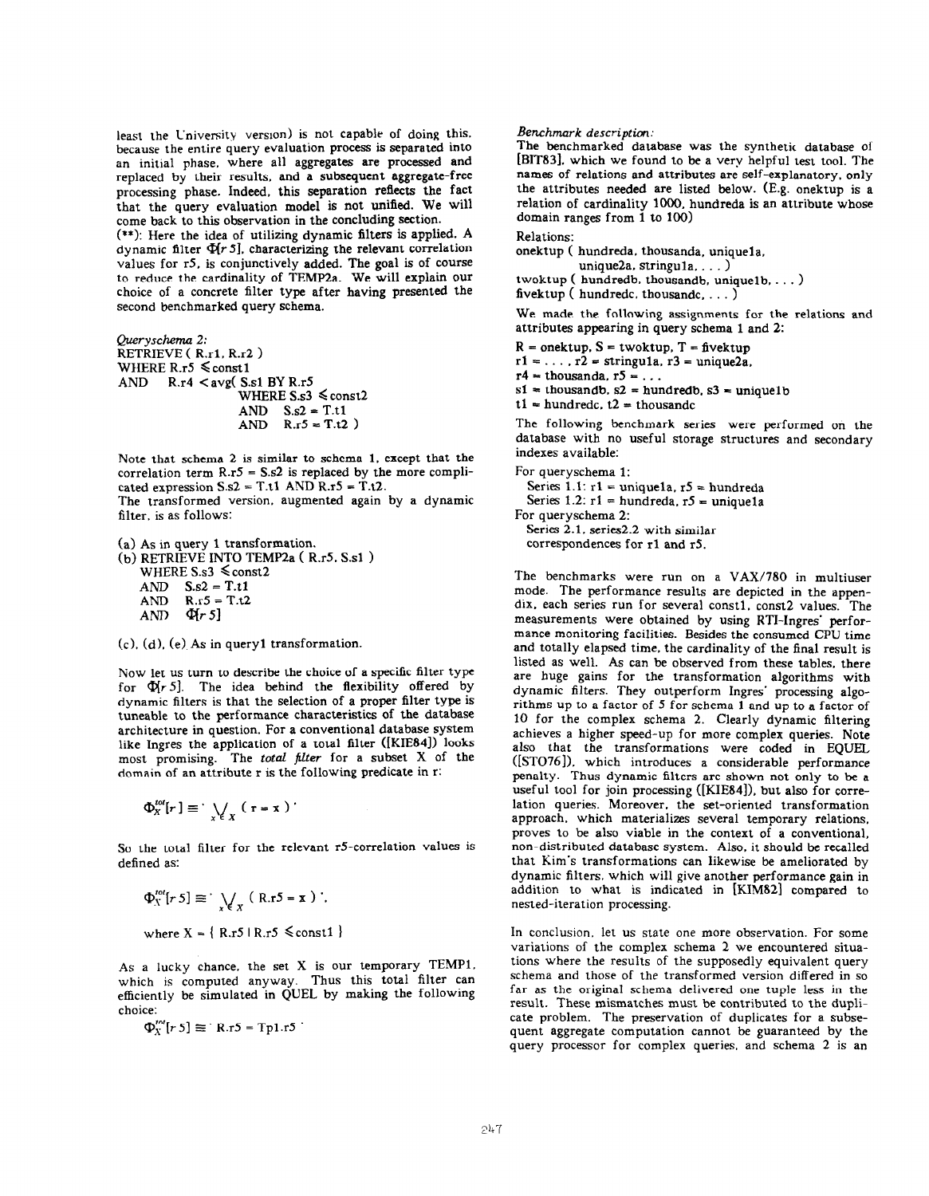least the University version) is not capable of doing this, because the entire query evaluation process is separated into an initial phase, where all aggregates are processed and replaced by their results, and a subsequent aggregate-free processing phase. Indeed, this separation reflects the fact that the query evaluation model is not unified. We will come back to this observation in the concluding section.

(**): Here the idea of utilizing dynamic filters is applied. A dynamic filter $\Phi[r5]$, characterizing the relevant correlation values for r5, is conjunctively added. The goal is of course to reduce the cardinality of TEMP2a. We will explain our choice of a concrete filter type after having presented the second benchmarked query schema.

*Queryschema 2:*

```
RETRIEVE ( R.r1, R.r2 )
WHERE R.r5 ≤ const1
AND    R.r4 < avg( S.s1 BY R.r5
                   WHERE S.s3 ≤ const2
                   AND   S.s2 = T.t1
                   AND   R.r5 = T.t2 )
```

Note that schema 2 is similar to schema 1, except that the correlation term R.r5 = S.s2 is replaced by the more complicated expression S.s2 = T.t1 AND R.r5 = T.t2.

The transformed version, augmented again by a dynamic filter, is as follows:

(a) As in query 1 transformation.

(b)
```
RETRIEVE INTO TEMP2a ( R.r5, S.s1 )
    WHERE S.s3 ≤ const2
    AND   S.s2 = T.t1
    AND   R.r5 = T.t2
    AND   Φ[r5]
```

(c), (d), (e) As in query1 transformation.

Now let us turn to describe the choice of a specific filter type for $\Phi[r5]$. The idea behind the flexibility offered by dynamic filters is that the selection of a proper filter type is tuneable to the performance characteristics of the database architecture in question. For a conventional database system like Ingres the application of a total filter ([KIE84]) looks most promising. The *total filter* for a subset X of the domain of an attribute r is the following predicate in r:

$$\Phi_X^{tot}[r] \equiv \text{'} \bigvee_{x \in X} ( r = x ) \text{'}$$

So the total filter for the relevant r5-correlation values is defined as:

$$\Phi_X^{tot}[r5] \equiv \text{'} \bigvee_{x \in X} ( R.r5 = x ) \text{'},$$

$$\text{where } X = \{ R.r5 \mid R.r5 \leq const1 \}$$

As a lucky chance, the set X is our temporary TEMP1, which is computed anyway. Thus this total filter can efficiently be simulated in QUEL by making the following choice:

$$\Phi_X^{tot}[r5] \equiv \text{' } R.r5 = Tp1.r5 \text{ '}$$

*Benchmark description:*

The benchmarked database was the synthetic database of [BIT83], which we found to be a very helpful test tool. The names of relations and attributes are self-explanatory, only the attributes needed are listed below. (E.g. onektup is a relation of cardinality 1000, hundreda is an attribute whose domain ranges from 1 to 100)

Relations:

onektup ( hundreda, thousanda, unique1a, unique2a, stringu1a, . . . )

twoktup ( hundredb, thousandb, unique1b, . . . )

fivektup ( hundredc, thousandc, . . . )

We made the following assignments for the relations and attributes appearing in query schema 1 and 2:

R = onektup, S = twoktup, T = fivektup

r1 = . . . , r2 = stringu1a, r3 = unique2a,

r4 = thousanda, r5 = . . .

s1 = thousandb, s2 = hundredb, s3 = unique1b

t1 = hundredc, t2 = thousandc

The following benchmark series were performed on the database with no useful storage structures and secondary indexes available:

For queryschema 1:
- Series 1.1: r1 = unique1a, r5 = hundreda
- Series 1.2: r1 = hundreda, r5 = unique1a

For queryschema 2:
- Series 2.1, series2.2 with similar correspondences for r1 and r5.

The benchmarks were run on a VAX/780 in multiuser mode. The performance results are depicted in the appendix, each series run for several const1, const2 values. The measurements were obtained by using RTI-Ingres' performance monitoring facilities. Besides the consumed CPU time and totally elapsed time, the cardinality of the final result is listed as well. As can be observed from these tables, there are huge gains for the transformation algorithms with dynamic filters. They outperform Ingres' processing algorithms up to a factor of 5 for schema 1 and up to a factor of 10 for the complex schema 2. Clearly dynamic filtering achieves a higher speed-up for more complex queries. Note also that the transformations were coded in EQUEL ([STO76]), which introduces a considerable performance penalty. Thus dynamic filters are shown not only to be a useful tool for join processing ([KIE84]), but also for correlation queries. Moreover, the set-oriented transformation approach, which materializes several temporary relations, proves to be also viable in the context of a conventional, non-distributed database system. Also, it should be recalled that Kim's transformations can likewise be ameliorated by dynamic filters, which will give another performance gain in addition to what is indicated in [KIM82] compared to nested-iteration processing.

In conclusion, let us state one more observation. For some variations of the complex schema 2 we encountered situations where the results of the supposedly equivalent query schema and those of the transformed version differed in so far as the original schema delivered one tuple less in the result. These mismatches must be contributed to the duplicate problem. The preservation of duplicates for a subsequent aggregate computation cannot be guaranteed by the query processor for complex queries, and schema 2 is an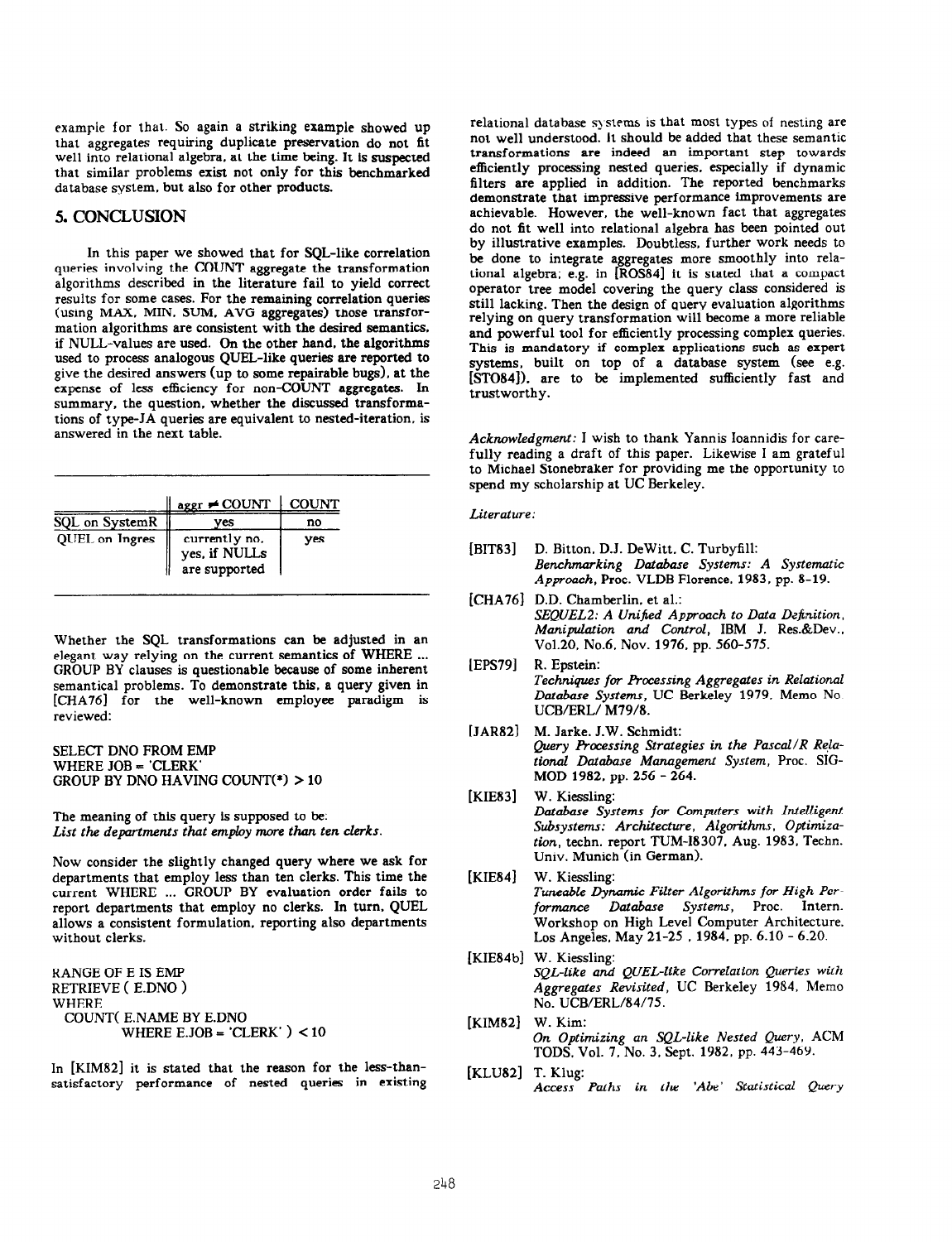example for that. So again a striking example showed up that aggregates requiring duplicate preservation do not fit well into relational algebra, at the time being. It is suspected that similar problems exist not only for this benchmarked database system, but also for other products.

## 5. CONCLUSION

In this paper we showed that for SQL-like correlation queries involving the COUNT aggregate the transformation algorithms described in the literature fail to yield correct results for some cases. For the remaining correlation queries (using MAX, MIN, SUM, AVG aggregates) those transformation algorithms are consistent with the desired semantics, if NULL-values are used. On the other hand, the algorithms used to process analogous QUEL-like queries are reported to give the desired answers (up to some repairable bugs), at the expense of less efficiency for non-COUNT aggregates. In summary, the question, whether the discussed transformations of type-JA queries are equivalent to nested-iteration, is answered in the next table.

| | aggr ≠ COUNT | COUNT |
|---|---|---|
| SQL on SystemR | yes | no |
| QUEL on Ingres | currently no, yes, if NULLs are supported | yes |

Whether the SQL transformations can be adjusted in an elegant way relying on the current semantics of WHERE ... GROUP BY clauses is questionable because of some inherent semantical problems. To demonstrate this, a query given in [CHA76] for the well-known employee paradigm is reviewed:

```
SELECT DNO FROM EMP
WHERE JOB = 'CLERK'
GROUP BY DNO HAVING COUNT(*) > 10
```

The meaning of this query is supposed to be:
*List the departments that employ more than ten clerks.*

Now consider the slightly changed query where we ask for departments that employ less than ten clerks. This time the current WHERE ... GROUP BY evaluation order fails to report departments that employ no clerks. In turn, QUEL allows a consistent formulation, reporting also departments without clerks.

```
RANGE OF E IS EMP
RETRIEVE ( E.DNO )
WHERE
  COUNT( E.NAME BY E.DNO
         WHERE E.JOB = 'CLERK' ) < 10
```

In [KIM82] it is stated that the reason for the less-than-satisfactory performance of nested queries in existing relational database systems is that most types of nesting are not well understood. It should be added that these semantic transformations are indeed an important step towards efficiently processing nested queries, especially if dynamic filters are applied in addition. The reported benchmarks demonstrate that impressive performance improvements are achievable. However, the well-known fact that aggregates do not fit well into relational algebra has been pointed out by illustrative examples. Doubtless, further work needs to be done to integrate aggregates more smoothly into relational algebra; e.g. in [ROS84] it is stated that a compact operator tree model covering the query class considered is still lacking. Then the design of query evaluation algorithms relying on query transformation will become a more reliable and powerful tool for efficiently processing complex queries. This is mandatory if complex applications such as expert systems, built on top of a database system (see e.g. [STO84]), are to be implemented sufficiently fast and trustworthy.

*Acknowledgment:* I wish to thank Yannis Ioannidis for carefully reading a draft of this paper. Likewise I am grateful to Michael Stonebraker for providing me the opportunity to spend my scholarship at UC Berkeley.

*Literature:*

[BIT83] D. Bitton, D.J. DeWitt, C. Turbyfill: *Benchmarking Database Systems: A Systematic Approach*, Proc. VLDB Florence, 1983, pp. 8-19.

[CHA76] D.D. Chamberlin, et al.: *SEQUEL2: A Unified Approach to Data Definition, Manipulation and Control*, IBM J. Res.&Dev., Vol.20, No.6, Nov. 1976, pp. 560-575.

[EPS79] R. Epstein: *Techniques for Processing Aggregates in Relational Database Systems*, UC Berkeley 1979, Memo No. UCB/ERL/ M79/8.

[JAR82] M. Jarke, J.W. Schmidt: *Query Processing Strategies in the Pascal/R Relational Database Management System*, Proc. SIGMOD 1982, pp. 256 - 264.

[KIE83] W. Kiessling: *Database Systems for Computers with Intelligent Subsystems: Architecture, Algorithms, Optimization*, techn. report TUM-I8307, Aug. 1983, Techn. Univ. Munich (in German).

[KIE84] W. Kiessling: *Tuneable Dynamic Filter Algorithms for High Performance Database Systems*, Proc. Intern. Workshop on High Level Computer Architecture, Los Angeles, May 21-25 , 1984, pp. 6.10 - 6.20.

[KIE84b] W. Kiessling: *SQL-like and QUEL-like Correlation Queries with Aggregates Revisited*, UC Berkeley 1984, Memo No. UCB/ERL/84/75.

[KIM82] W. Kim: *On Optimizing an SQL-like Nested Query*, ACM TODS, Vol. 7, No. 3, Sept. 1982, pp. 443-469.

[KLU82] T. Klug: *Access Paths in the 'Abe' Statistical Query*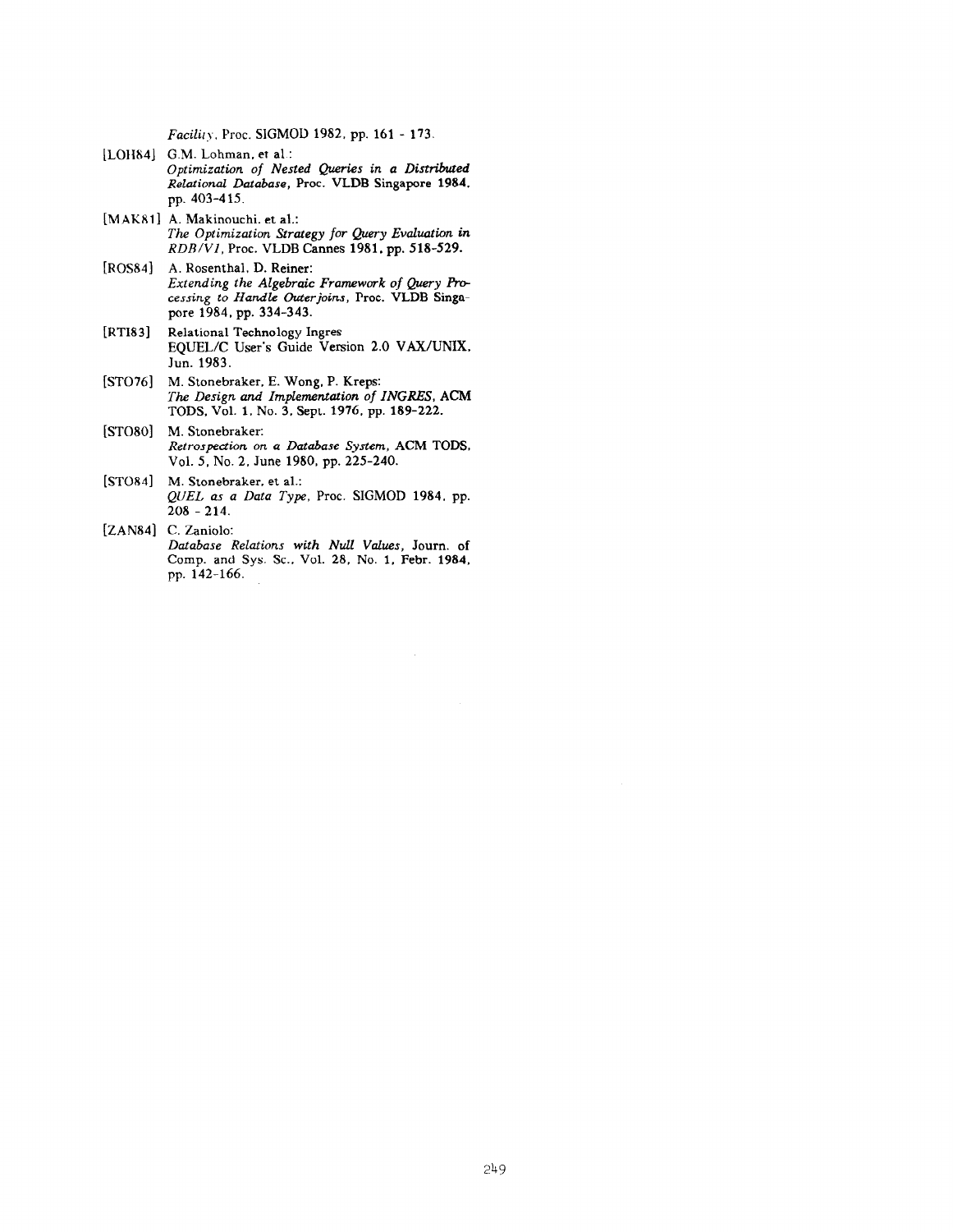*Facility*, Proc. SIGMOD 1982, pp. 161 - 173.

[LOH84] G.M. Lohman, et al.:
*Optimization of Nested Queries in a Distributed Relational Database*, Proc. VLDB Singapore 1984, pp. 403-415.

[MAK81] A. Makinouchi, et al.:
*The Optimization Strategy for Query Evaluation in RDB/V1*, Proc. VLDB Cannes 1981, pp. 518-529.

[ROS84] A. Rosenthal, D. Reiner:
*Extending the Algebraic Framework of Query Processing to Handle Outerjoins*, Proc. VLDB Singapore 1984, pp. 334-343.

[RTI83] Relational Technology Ingres
EQUEL/C User's Guide Version 2.0 VAX/UNIX, Jun. 1983.

[STO76] M. Stonebraker, E. Wong, P. Kreps:
*The Design and Implementation of INGRES*, ACM TODS, Vol. 1, No. 3, Sept. 1976, pp. 189-222.

[STO80] M. Stonebraker:
*Retrospection on a Database System*, ACM TODS, Vol. 5, No. 2, June 1980, pp. 225-240.

[STO84] M. Stonebraker, et al.:
*QUEL as a Data Type*, Proc. SIGMOD 1984, pp. 208 - 214.

[ZAN84] C. Zaniolo:
*Database Relations with Null Values*, Journ. of Comp. and Sys. Sc., Vol. 28, No. 1, Febr. 1984, pp. 142-166.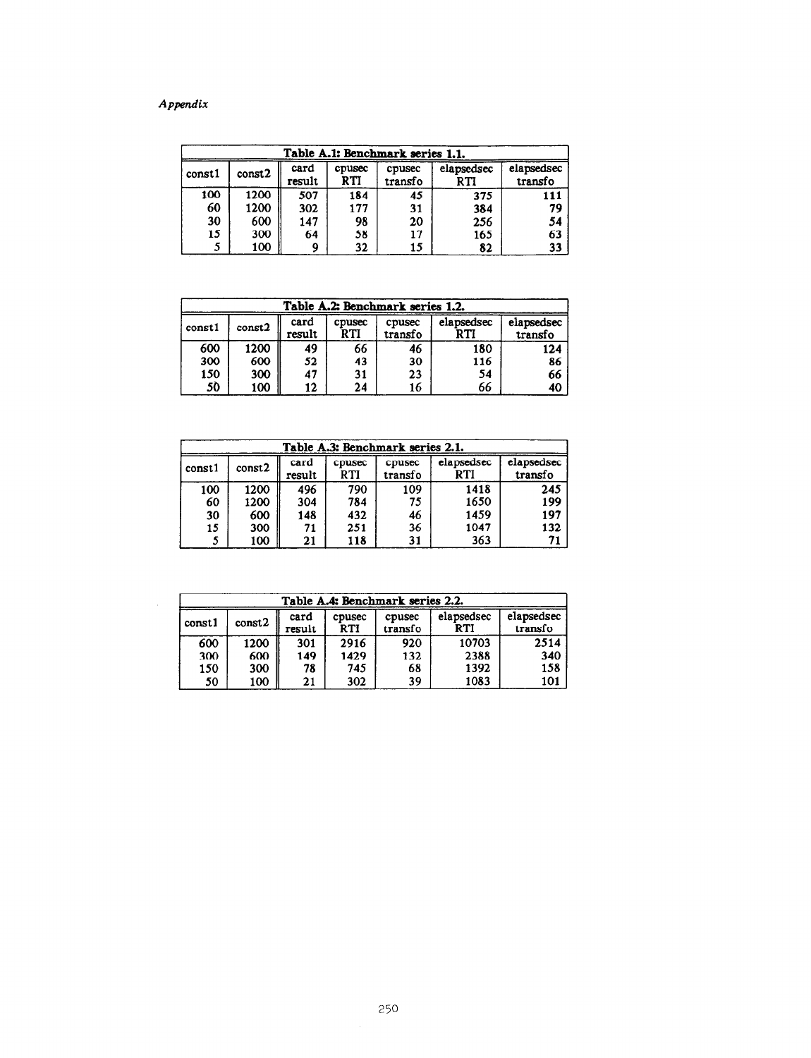*Appendix*

**Table A.1: Benchmark series 1.1.**

| const1 | const2 | card result | cpusec RTI | cpusec transfo | elapsedsec RTI | elapsedsec transfo |
|---|---|---|---|---|---|---|
| 100 | 1200 | 507 | 184 | 45 | 375 | 111 |
| 60 | 1200 | 302 | 177 | 31 | 384 | 79 |
| 30 | 600 | 147 | 98 | 20 | 256 | 54 |
| 15 | 300 | 64 | 58 | 17 | 165 | 63 |
| 5 | 100 | 9 | 32 | 15 | 82 | 33 |

**Table A.2: Benchmark series 1.2.**

| const1 | const2 | card result | cpusec RTI | cpusec transfo | elapsedsec RTI | elapsedsec transfo |
|---|---|---|---|---|---|---|
| 600 | 1200 | 49 | 66 | 46 | 180 | 124 |
| 300 | 600 | 52 | 43 | 30 | 116 | 86 |
| 150 | 300 | 47 | 31 | 23 | 54 | 66 |
| 50 | 100 | 12 | 24 | 16 | 66 | 40 |

**Table A.3: Benchmark series 2.1.**

| const1 | const2 | card result | cpusec RTI | cpusec transfo | elapsedsec RTI | elapsedsec transfo |
|---|---|---|---|---|---|---|
| 100 | 1200 | 496 | 790 | 109 | 1418 | 245 |
| 60 | 1200 | 304 | 784 | 75 | 1650 | 199 |
| 30 | 600 | 148 | 432 | 46 | 1459 | 197 |
| 15 | 300 | 71 | 251 | 36 | 1047 | 132 |
| 5 | 100 | 21 | 118 | 31 | 363 | 71 |

**Table A.4: Benchmark series 2.2.**

| const1 | const2 | card result | cpusec RTI | cpusec transfo | elapsedsec RTI | elapsedsec transfo |
|---|---|---|---|---|---|---|
| 600 | 1200 | 301 | 2916 | 920 | 10703 | 2514 |
| 300 | 600 | 149 | 1429 | 132 | 2388 | 340 |
| 150 | 300 | 78 | 745 | 68 | 1392 | 158 |
| 50 | 100 | 21 | 302 | 39 | 1083 | 101 |